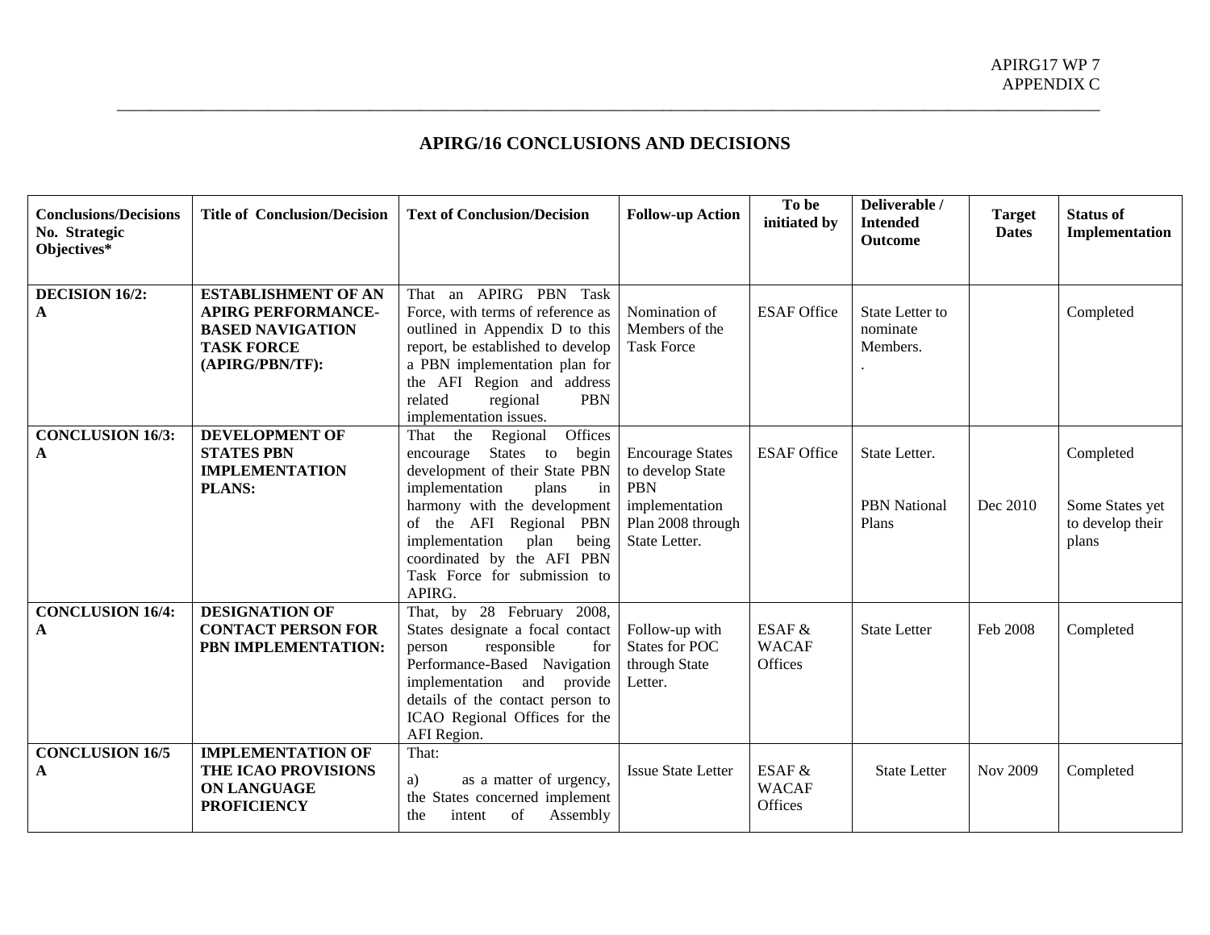APIRG17 WP 7
APPENDIX C

## APIRG/16 CONCLUSIONS AND DECISIONS

| Conclusions/Decisions No. Strategic Objectives* | Title of Conclusion/Decision | Text of Conclusion/Decision | Follow-up Action | To be initiated by | Deliverable / Intended Outcome | Target Dates | Status of Implementation |
|---|---|---|---|---|---|---|---|
| **DECISION 16/2: A** | **ESTABLISHMENT OF AN APIRG PERFORMANCE-BASED NAVIGATION TASK FORCE (APIRG/PBN/TF):** | That an APIRG PBN Task Force, with terms of reference as outlined in Appendix D to this report, be established to develop a PBN implementation plan for the AFI Region and address related regional PBN implementation issues. | Nomination of Members of the Task Force | ESAF Office | State Letter to nominate Members. . | | Completed |
| **CONCLUSION 16/3: A** | **DEVELOPMENT OF STATES PBN IMPLEMENTATION PLANS:** | That the Regional Offices encourage States to begin development of their State PBN implementation plans in harmony with the development of the AFI Regional PBN implementation plan being coordinated by the AFI PBN Task Force for submission to APIRG. | Encourage States to develop State PBN implementation Plan 2008 through State Letter. | ESAF Office | State Letter.<br><br>PBN National Plans | Dec 2010 | Completed<br><br>Some States yet to develop their plans |
| **CONCLUSION 16/4: A** | **DESIGNATION OF CONTACT PERSON FOR PBN IMPLEMENTATION:** | That, by 28 February 2008, States designate a focal contact person responsible for Performance-Based Navigation implementation and provide details of the contact person to ICAO Regional Offices for the AFI Region. | Follow-up with States for POC through State Letter. | ESAF & WACAF Offices | State Letter | Feb 2008 | Completed |
| **CONCLUSION 16/5 A** | **IMPLEMENTATION OF THE ICAO PROVISIONS ON LANGUAGE PROFICIENCY** | That:<br><br>a) as a matter of urgency, the States concerned implement the intent of Assembly | Issue State Letter | ESAF & WACAF Offices | State Letter | Nov 2009 | Completed |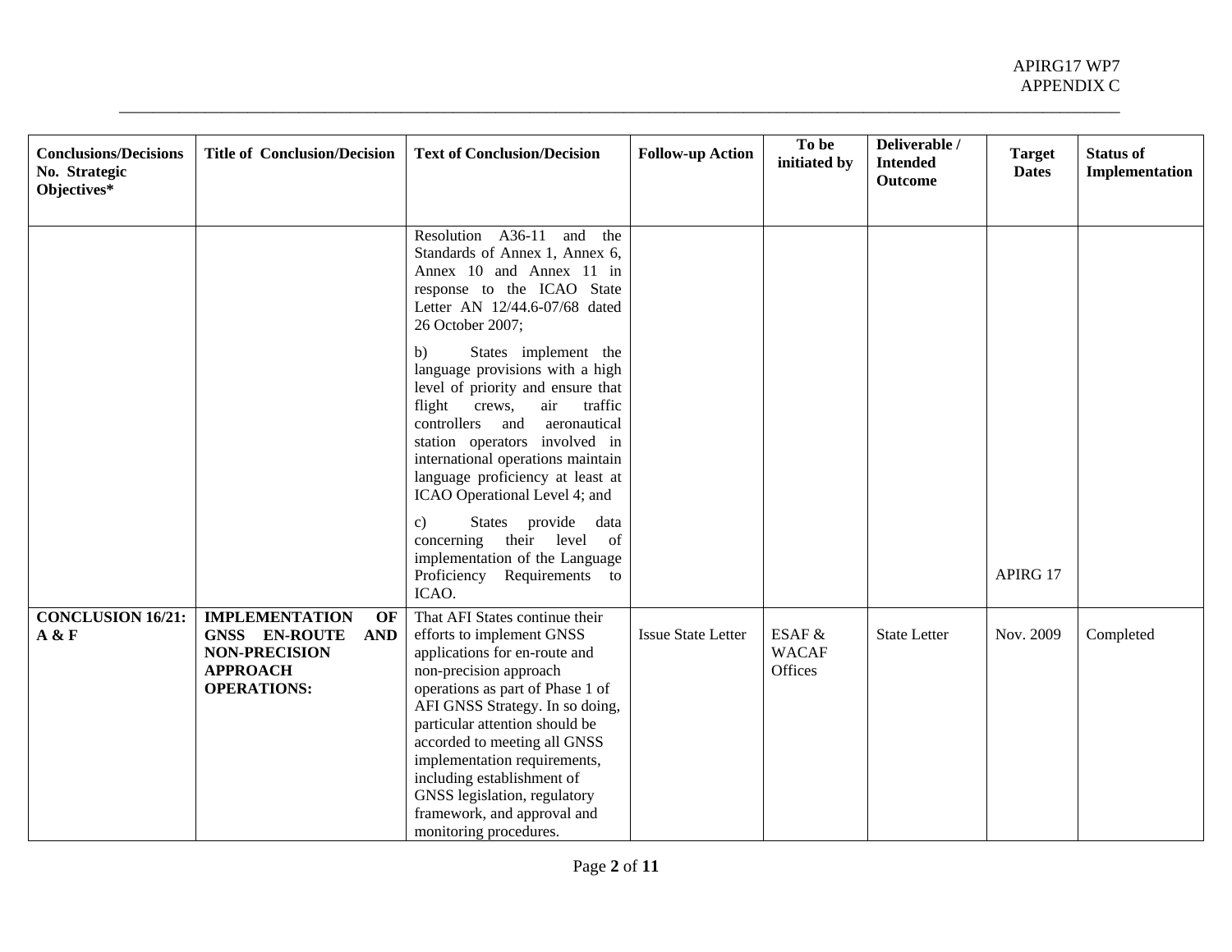| Conclusions/Decisions No. Strategic Objectives* | Title of Conclusion/Decision | Text of Conclusion/Decision | Follow-up Action | To be initiated by | Deliverable / Intended Outcome | Target Dates | Status of Implementation |
|---|---|---|---|---|---|---|---|
| | | Resolution A36-11 and the Standards of Annex 1, Annex 6, Annex 10 and Annex 11 in response to the ICAO State Letter AN 12/44.6-07/68 dated 26 October 2007;<br><br>b) States implement the language provisions with a high level of priority and ensure that flight crews, air traffic controllers and aeronautical station operators involved in international operations maintain language proficiency at least at ICAO Operational Level 4; and<br><br>c) States provide data concerning their level of implementation of the Language Proficiency Requirements to ICAO. | | | | APIRG 17 | |
| **CONCLUSION 16/21: A & F** | **IMPLEMENTATION OF GNSS EN-ROUTE AND NON-PRECISION APPROACH OPERATIONS:** | That AFI States continue their efforts to implement GNSS applications for en-route and non-precision approach operations as part of Phase 1 of AFI GNSS Strategy. In so doing, particular attention should be accorded to meeting all GNSS implementation requirements, including establishment of GNSS legislation, regulatory framework, and approval and monitoring procedures. | Issue State Letter | ESAF & WACAF Offices | State Letter | Nov. 2009 | Completed |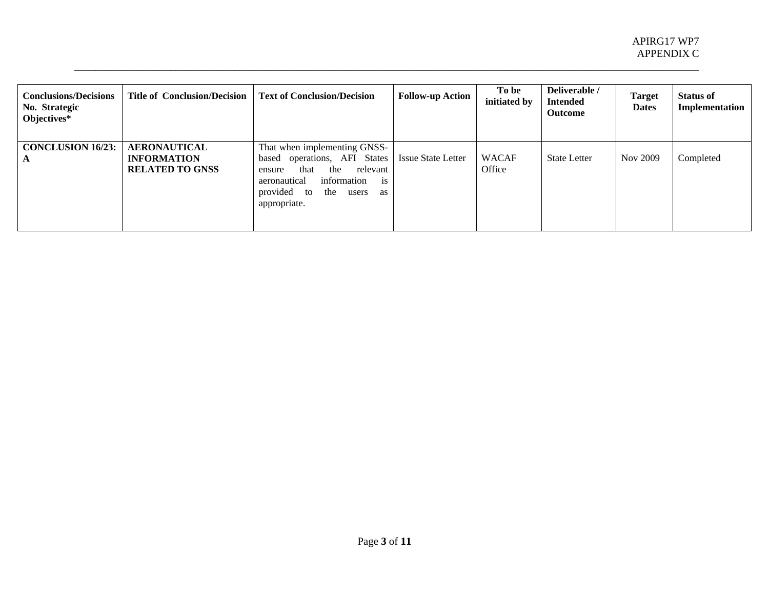| **Conclusions/Decisions No. Strategic Objectives*** | **Title of Conclusion/Decision** | **Text of Conclusion/Decision** | **Follow-up Action** | **To be initiated by** | **Deliverable / Intended Outcome** | **Target Dates** | **Status of Implementation** |
|---|---|---|---|---|---|---|---|
| **CONCLUSION 16/23: A** | **AERONAUTICAL INFORMATION RELATED TO GNSS** | That when implementing GNSS-based operations, AFI States ensure that the relevant aeronautical information is provided to the users as appropriate. | Issue State Letter | WACAF Office | State Letter | Nov 2009 | Completed |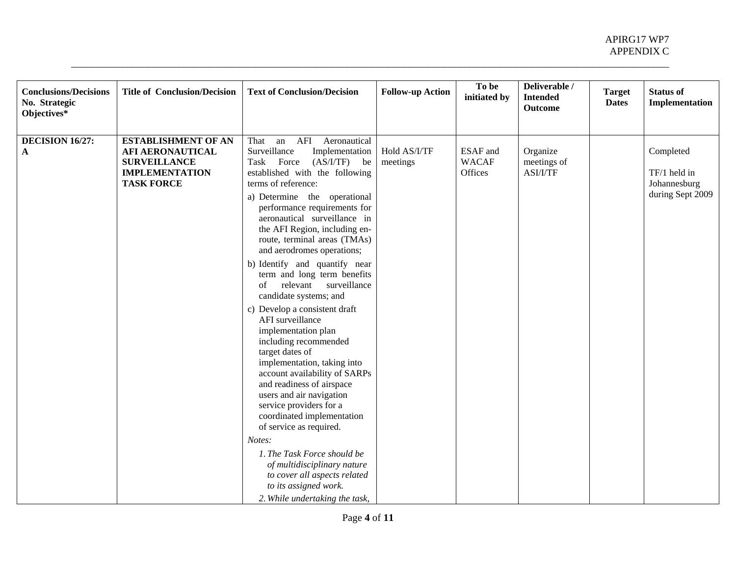| Conclusions/Decisions No. Strategic Objectives* | Title of Conclusion/Decision | Text of Conclusion/Decision | Follow-up Action | To be initiated by | Deliverable / Intended Outcome | Target Dates | Status of Implementation |
|---|---|---|---|---|---|---|---|
| **DECISION 16/27: A** | **ESTABLISHMENT OF AN AFI AERONAUTICAL SURVEILLANCE IMPLEMENTATION TASK FORCE** | That an AFI Aeronautical Surveillance Implementation Task Force (AS/I/TF) be established with the following terms of reference:<br>a) Determine the operational performance requirements for aeronautical surveillance in the AFI Region, including en-route, terminal areas (TMAs) and aerodromes operations;<br>b) Identify and quantify near term and long term benefits of relevant surveillance candidate systems; and<br>c) Develop a consistent draft AFI surveillance implementation plan including recommended target dates of implementation, taking into account availability of SARPs and readiness of airspace users and air navigation service providers for a coordinated implementation of service as required.<br>*Notes:*<br>*1. The Task Force should be of multidisciplinary nature to cover all aspects related to its assigned work.*<br>*2. While undertaking the task,* | Hold AS/I/TF meetings | ESAF and WACAF Offices | Organize meetings of ASI/I/TF | | Completed<br>TF/1 held in Johannesburg during Sept 2009 |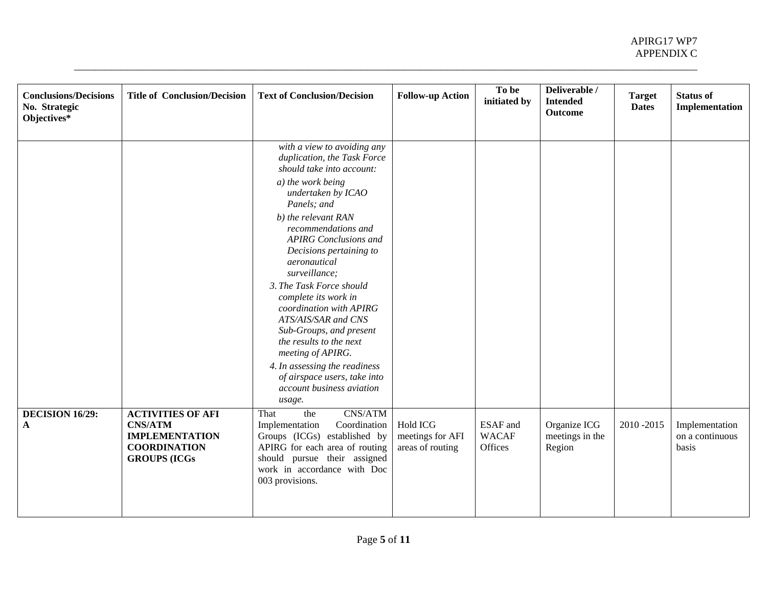| Conclusions/Decisions No. Strategic Objectives* | Title of Conclusion/Decision | Text of Conclusion/Decision | Follow-up Action | To be initiated by | Deliverable / Intended Outcome | Target Dates | Status of Implementation |
|---|---|---|---|---|---|---|---|
| | | *with a view to avoiding any duplication, the Task Force should take into account:*<br>*a) the work being undertaken by ICAO Panels; and*<br>*b) the relevant RAN recommendations and APIRG Conclusions and Decisions pertaining to aeronautical surveillance;*<br>*3. The Task Force should complete its work in coordination with APIRG ATS/AIS/SAR and CNS Sub-Groups, and present the results to the next meeting of APIRG.*<br>*4. In assessing the readiness of airspace users, take into account business aviation usage.* | | | | | |
| **DECISION 16/29: A** | **ACTIVITIES OF AFI CNS/ATM IMPLEMENTATION COORDINATION GROUPS (ICGs** | That the CNS/ATM Implementation Coordination Groups (ICGs) established by APIRG for each area of routing should pursue their assigned work in accordance with Doc 003 provisions. | Hold ICG meetings for AFI areas of routing | ESAF and WACAF Offices | Organize ICG meetings in the Region | 2010 -2015 | Implementation on a continuous basis |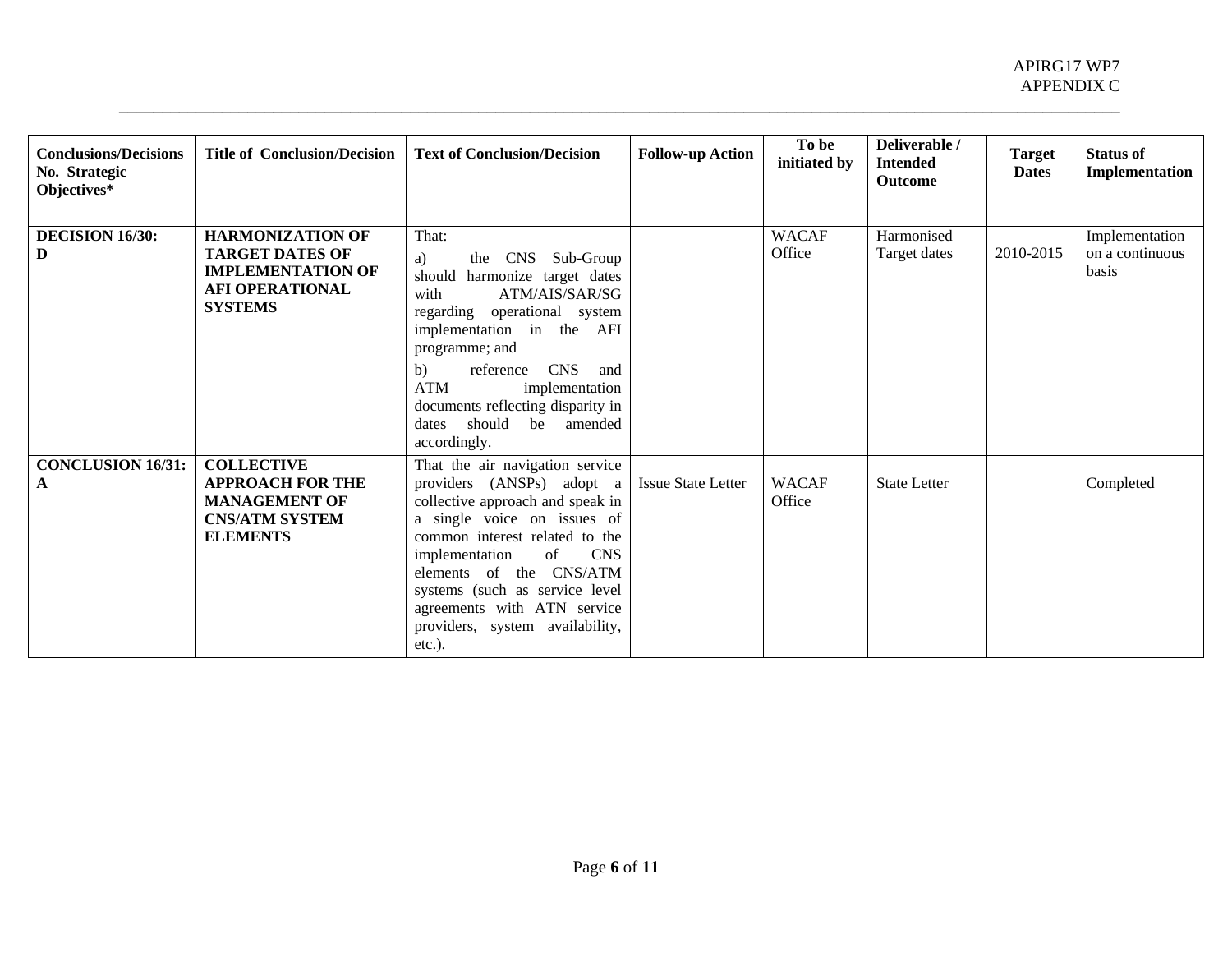| Conclusions/Decisions No. Strategic Objectives* | Title of Conclusion/Decision | Text of Conclusion/Decision | Follow-up Action | To be initiated by | Deliverable / Intended Outcome | Target Dates | Status of Implementation |
|---|---|---|---|---|---|---|---|
| **DECISION 16/30: D** | **HARMONIZATION OF TARGET DATES OF IMPLEMENTATION OF AFI OPERATIONAL SYSTEMS** | That:<br>a) the CNS Sub-Group should harmonize target dates with ATM/AIS/SAR/SG regarding operational system implementation in the AFI programme; and<br>b) reference CNS and ATM implementation documents reflecting disparity in dates should be amended accordingly. | | WACAF Office | Harmonised Target dates | 2010-2015 | Implementation on a continuous basis |
| **CONCLUSION 16/31: A** | **COLLECTIVE APPROACH FOR THE MANAGEMENT OF CNS/ATM SYSTEM ELEMENTS** | That the air navigation service providers (ANSPs) adopt a collective approach and speak in a single voice on issues of common interest related to the implementation of CNS elements of the CNS/ATM systems (such as service level agreements with ATN service providers, system availability, etc.). | Issue State Letter | WACAF Office | State Letter | | Completed |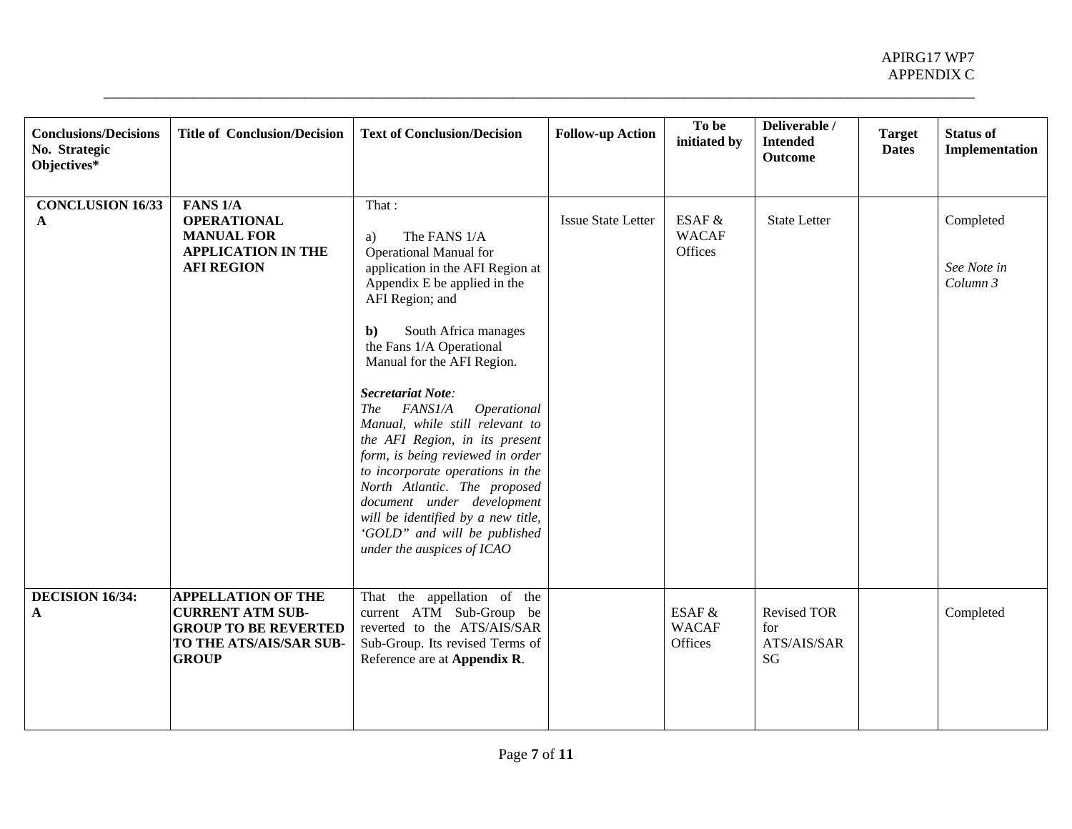| Conclusions/Decisions No. Strategic Objectives* | Title of Conclusion/Decision | Text of Conclusion/Decision | Follow-up Action | To be initiated by | Deliverable / Intended Outcome | Target Dates | Status of Implementation |
|---|---|---|---|---|---|---|---|
| **CONCLUSION 16/33 A** | **FANS 1/A OPERATIONAL MANUAL FOR APPLICATION IN THE AFI REGION** | That :<br><br>a) The FANS 1/A Operational Manual for application in the AFI Region at Appendix E be applied in the AFI Region; and<br><br>**b)** South Africa manages the Fans 1/A Operational Manual for the AFI Region.<br><br>***Secretariat Note****:*<br>*The FANS1/A Operational Manual, while still relevant to the AFI Region, in its present form, is being reviewed in order to incorporate operations in the North Atlantic. The proposed document under development will be identified by a new title, 'GOLD" and will be published under the auspices of ICAO* | Issue State Letter | ESAF & WACAF Offices | State Letter | | Completed<br><br>*See Note in Column 3* |
| **DECISION 16/34: A** | **APPELLATION OF THE CURRENT ATM SUB-GROUP TO BE REVERTED TO THE ATS/AIS/SAR SUB-GROUP** | That the appellation of the current ATM Sub-Group be reverted to the ATS/AIS/SAR Sub-Group. Its revised Terms of Reference are at **Appendix R**. | | ESAF & WACAF Offices | Revised TOR for ATS/AIS/SAR SG | | Completed |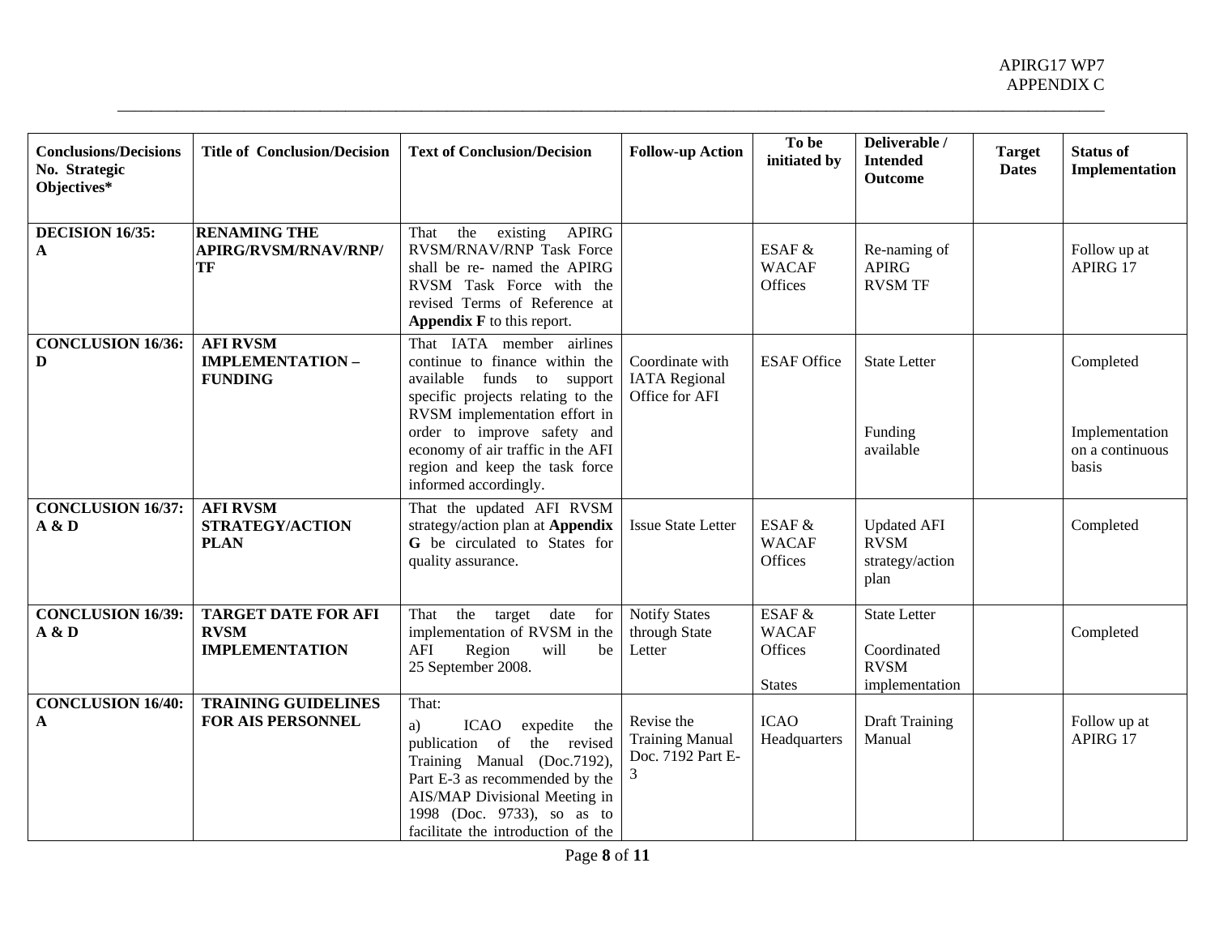| Conclusions/Decisions No. Strategic Objectives* | Title of Conclusion/Decision | Text of Conclusion/Decision | Follow-up Action | To be initiated by | Deliverable / Intended Outcome | Target Dates | Status of Implementation |
|---|---|---|---|---|---|---|---|
| **DECISION 16/35: A** | **RENAMING THE APIRG/RVSM/RNAV/RNP/ TF** | That the existing APIRG RVSM/RNAV/RNP Task Force shall be re- named the APIRG RVSM Task Force with the revised Terms of Reference at **Appendix F** to this report. | | ESAF & WACAF Offices | Re-naming of APIRG RVSM TF | | Follow up at APIRG 17 |
| **CONCLUSION 16/36: D** | **AFI RVSM IMPLEMENTATION – FUNDING** | That IATA member airlines continue to finance within the available funds to support specific projects relating to the RVSM implementation effort in order to improve safety and economy of air traffic in the AFI region and keep the task force informed accordingly. | Coordinate with IATA Regional Office for AFI | ESAF Office | State Letter<br><br>Funding available | | Completed<br><br>Implementation on a continuous basis |
| **CONCLUSION 16/37: A & D** | **AFI RVSM STRATEGY/ACTION PLAN** | That the updated AFI RVSM strategy/action plan at **Appendix G** be circulated to States for quality assurance. | Issue State Letter | ESAF & WACAF Offices | Updated AFI RVSM strategy/action plan | | Completed |
| **CONCLUSION 16/39: A & D** | **TARGET DATE FOR AFI RVSM IMPLEMENTATION** | That the target date for implementation of RVSM in the AFI Region will be 25 September 2008. | Notify States through State Letter | ESAF & WACAF Offices<br><br>States | State Letter<br><br>Coordinated RVSM implementation | | Completed |
| **CONCLUSION 16/40: A** | **TRAINING GUIDELINES FOR AIS PERSONNEL** | That:<br>a) ICAO expedite the publication of the revised Training Manual (Doc.7192), Part E-3 as recommended by the AIS/MAP Divisional Meeting in 1998 (Doc. 9733), so as to facilitate the introduction of the | Revise the Training Manual Doc. 7192 Part E-3 | ICAO Headquarters | Draft Training Manual | | Follow up at APIRG 17 |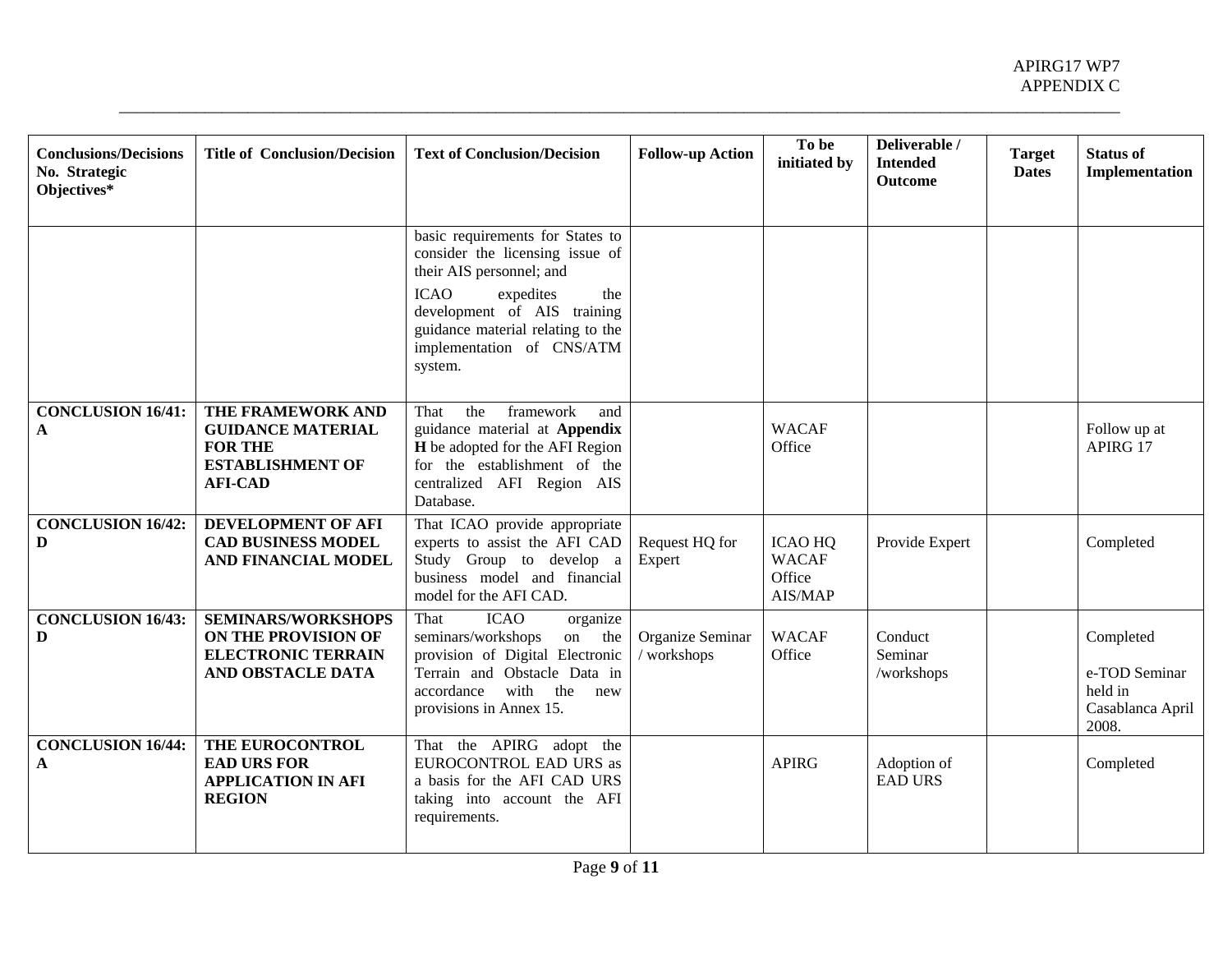| Conclusions/Decisions No. Strategic Objectives* | Title of Conclusion/Decision | Text of Conclusion/Decision | Follow-up Action | To be initiated by | Deliverable / Intended Outcome | Target Dates | Status of Implementation |
|---|---|---|---|---|---|---|---|
| | | basic requirements for States to consider the licensing issue of their AIS personnel; and<br><br>ICAO expedites the development of AIS training guidance material relating to the implementation of CNS/ATM system. | | | | | |
| **CONCLUSION 16/41: A** | **THE FRAMEWORK AND GUIDANCE MATERIAL FOR THE ESTABLISHMENT OF AFI-CAD** | That the framework and guidance material at **Appendix H** be adopted for the AFI Region for the establishment of the centralized AFI Region AIS Database. | | WACAF Office | | | Follow up at APIRG 17 |
| **CONCLUSION 16/42: D** | **DEVELOPMENT OF AFI CAD BUSINESS MODEL AND FINANCIAL MODEL** | That ICAO provide appropriate experts to assist the AFI CAD Study Group to develop a business model and financial model for the AFI CAD. | Request HQ for Expert | ICAO HQ WACAF Office AIS/MAP | Provide Expert | | Completed |
| **CONCLUSION 16/43: D** | **SEMINARS/WORKSHOPS ON THE PROVISION OF ELECTRONIC TERRAIN AND OBSTACLE DATA** | That ICAO organize seminars/workshops on the provision of Digital Electronic Terrain and Obstacle Data in accordance with the new provisions in Annex 15. | Organize Seminar / workshops | WACAF Office | Conduct Seminar /workshops | | Completed<br><br>e-TOD Seminar held in Casablanca April 2008. |
| **CONCLUSION 16/44: A** | **THE EUROCONTROL EAD URS FOR APPLICATION IN AFI REGION** | That the APIRG adopt the EUROCONTROL EAD URS as a basis for the AFI CAD URS taking into account the AFI requirements. | | APIRG | Adoption of EAD URS | | Completed |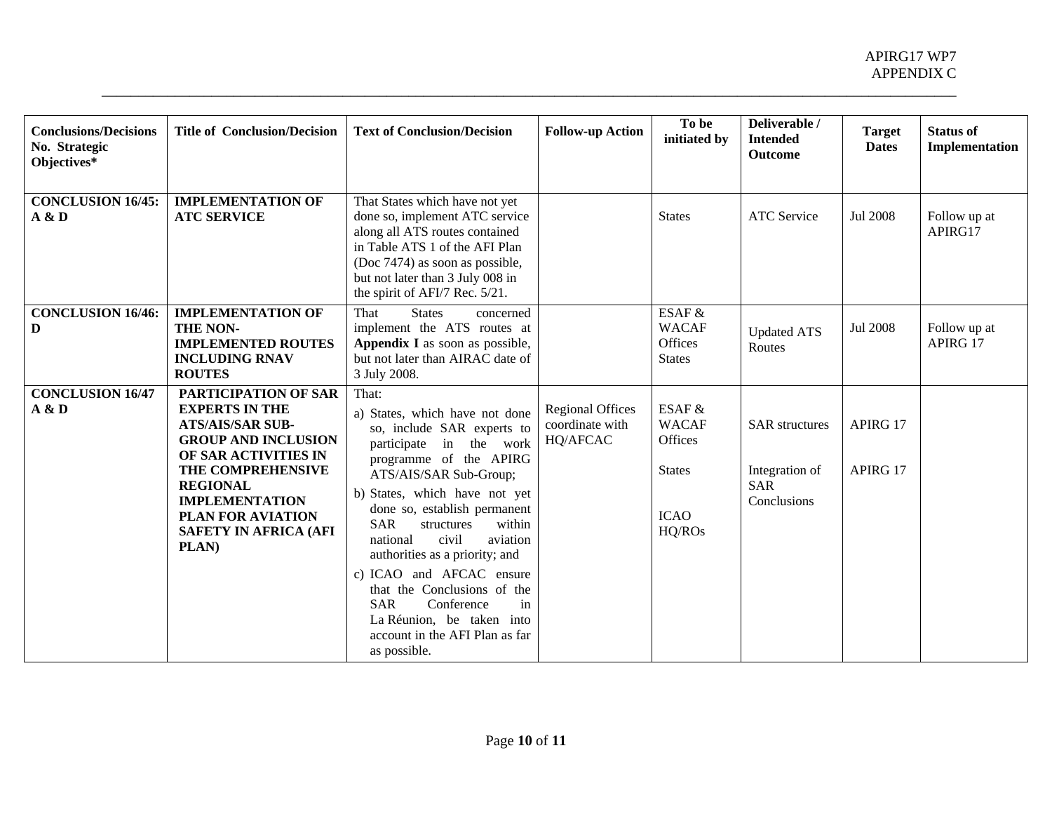| Conclusions/Decisions No. Strategic Objectives* | Title of Conclusion/Decision | Text of Conclusion/Decision | Follow-up Action | To be initiated by | Deliverable / Intended Outcome | Target Dates | Status of Implementation |
|---|---|---|---|---|---|---|---|
| **CONCLUSION 16/45: A & D** | **IMPLEMENTATION OF ATC SERVICE** | That States which have not yet done so, implement ATC service along all ATS routes contained in Table ATS 1 of the AFI Plan (Doc 7474) as soon as possible, but not later than 3 July 008 in the spirit of AFI/7 Rec. 5/21. | | States | ATC Service | Jul 2008 | Follow up at APIRG17 |
| **CONCLUSION 16/46: D** | **IMPLEMENTATION OF THE NON-IMPLEMENTED ROUTES INCLUDING RNAV ROUTES** | That States concerned implement the ATS routes at **Appendix I** as soon as possible, but not later than AIRAC date of 3 July 2008. | | ESAF & WACAF Offices States | Updated ATS Routes | Jul 2008 | Follow up at APIRG 17 |
| **CONCLUSION 16/47 A & D** | **PARTICIPATION OF SAR EXPERTS IN THE ATS/AIS/SAR SUB-GROUP AND INCLUSION OF SAR ACTIVITIES IN THE COMPREHENSIVE REGIONAL IMPLEMENTATION PLAN FOR AVIATION SAFETY IN AFRICA (AFI PLAN)** | That: a) States, which have not done so, include SAR experts to participate in the work programme of the APIRG ATS/AIS/SAR Sub-Group; b) States, which have not yet done so, establish permanent SAR structures within national civil aviation authorities as a priority; and c) ICAO and AFCAC ensure that the Conclusions of the SAR Conference in La Réunion, be taken into account in the AFI Plan as far as possible. | Regional Offices coordinate with HQ/AFCAC | ESAF & WACAF Offices<br>States<br>ICAO HQ/ROs | SAR structures<br>Integration of SAR Conclusions | APIRG 17<br>APIRG 17 | |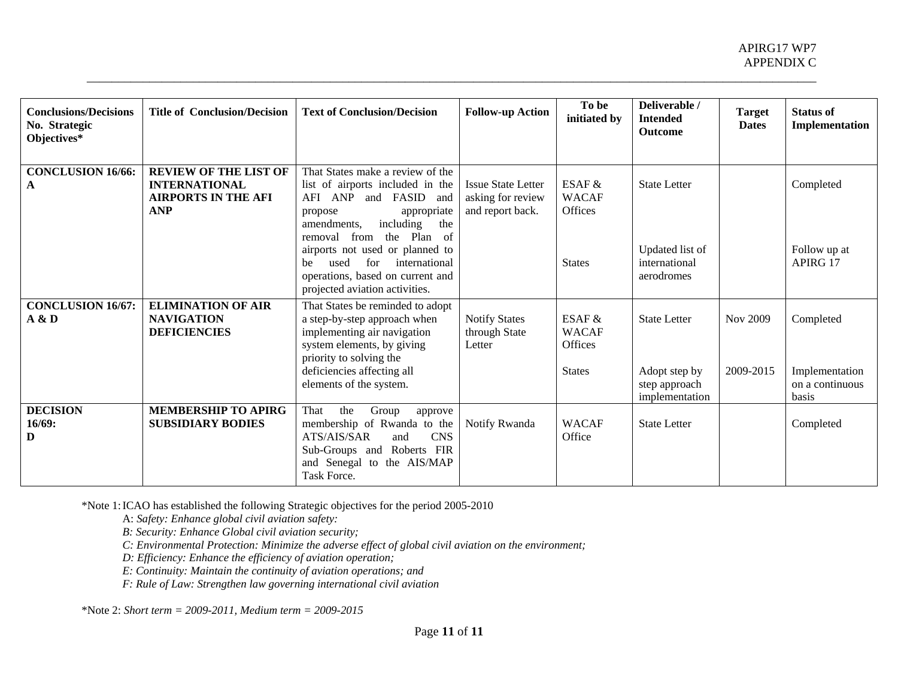| Conclusions/Decisions No. Strategic Objectives* | Title of Conclusion/Decision | Text of Conclusion/Decision | Follow-up Action | To be initiated by | Deliverable / Intended Outcome | Target Dates | Status of Implementation |
|---|---|---|---|---|---|---|---|
| **CONCLUSION 16/66: A** | **REVIEW OF THE LIST OF INTERNATIONAL AIRPORTS IN THE AFI ANP** | That States make a review of the list of airports included in the AFI ANP and FASID and propose appropriate amendments, including the removal from the Plan of airports not used or planned to be used for international operations, based on current and projected aviation activities. | Issue State Letter asking for review and report back. | ESAF & WACAF Offices<br><br>States | State Letter<br><br>Updated list of international aerodromes | | Completed<br><br>Follow up at APIRG 17 |
| **CONCLUSION 16/67: A & D** | **ELIMINATION OF AIR NAVIGATION DEFICIENCIES** | That States be reminded to adopt a step-by-step approach when implementing air navigation system elements, by giving priority to solving the deficiencies affecting all elements of the system. | Notify States through State Letter | ESAF & WACAF Offices<br><br>States | State Letter<br><br>Adopt step by step approach implementation | Nov 2009<br><br>2009-2015 | Completed<br><br>Implementation on a continuous basis |
| **DECISION 16/69: D** | **MEMBERSHIP TO APIRG SUBSIDIARY BODIES** | That the Group approve membership of Rwanda to the ATS/AIS/SAR and CNS Sub-Groups and Roberts FIR and Senegal to the AIS/MAP Task Force. | Notify Rwanda | WACAF Office | State Letter | | Completed |

*Note 1: ICAO has established the following Strategic objectives for the period 2005-2010

A: *Safety: Enhance global civil aviation safety:*
*B: Security: Enhance Global civil aviation security;*
*C: Environmental Protection: Minimize the adverse effect of global civil aviation on the environment;*
*D: Efficiency: Enhance the efficiency of aviation operation;*
*E: Continuity: Maintain the continuity of aviation operations; and*
*F: Rule of Law: Strengthen law governing international civil aviation*

*Note 2: *Short term = 2009-2011, Medium term = 2009-2015*